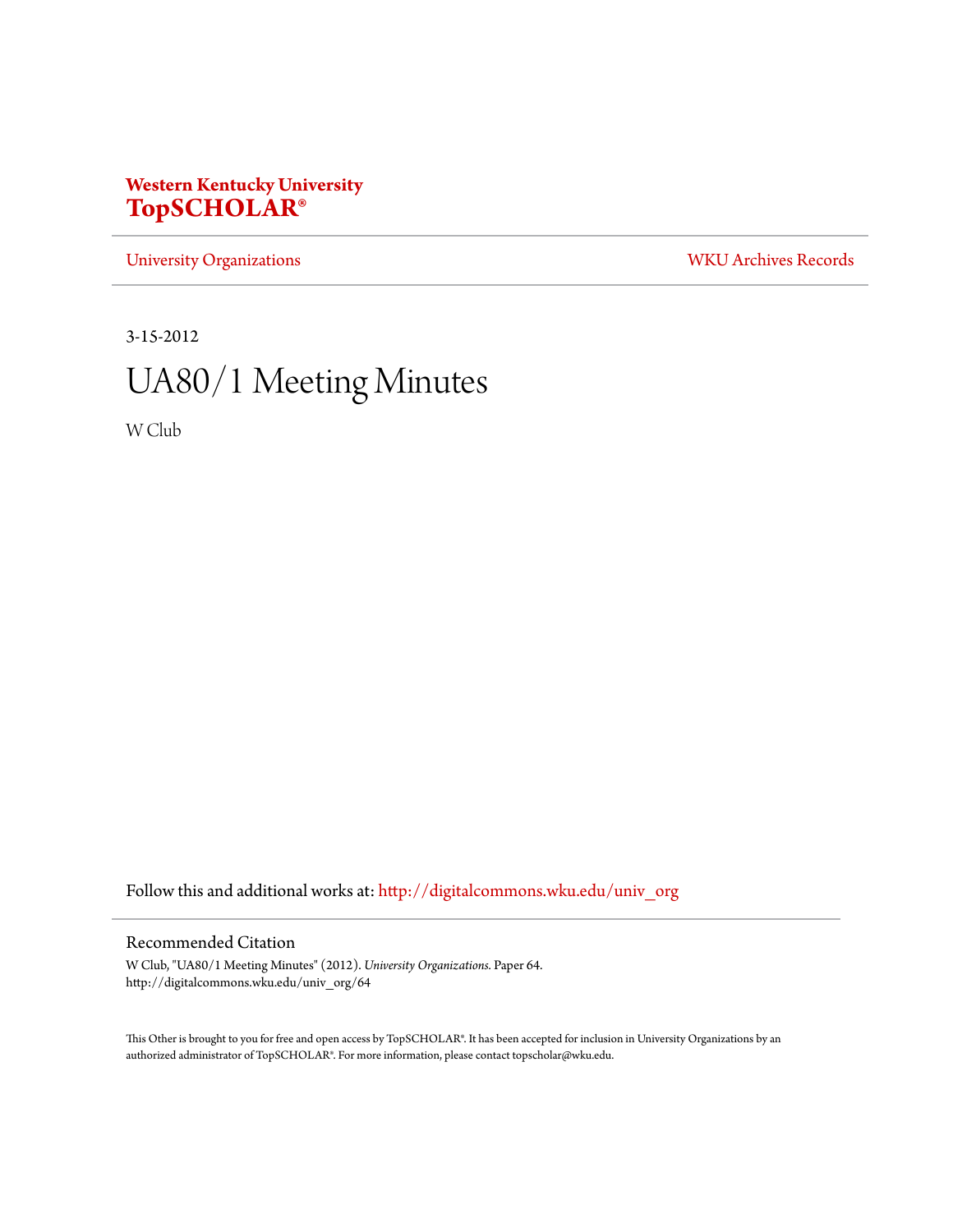**Western Kentucky University**
**TopSCHOLAR®**

University Organizations | WKU Archives Records

3-15-2012

# UA80/1 Meeting Minutes

W Club

Follow this and additional works at: http://digitalcommons.wku.edu/univ_org

## Recommended Citation

W Club, "UA80/1 Meeting Minutes" (2012). *University Organizations.* Paper 64.
http://digitalcommons.wku.edu/univ_org/64

This Other is brought to you for free and open access by TopSCHOLAR®. It has been accepted for inclusion in University Organizations by an authorized administrator of TopSCHOLAR®. For more information, please contact topscholar@wku.edu.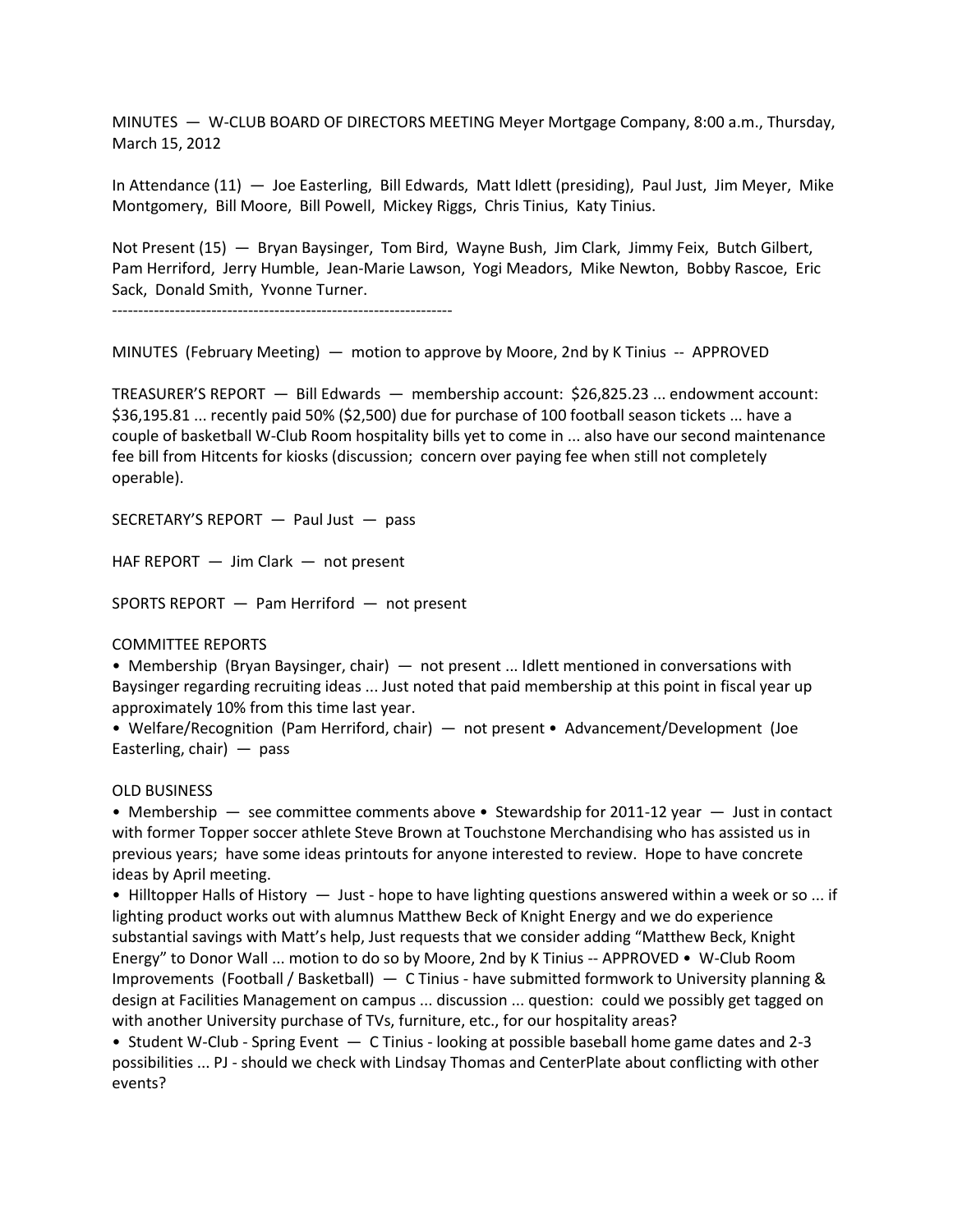MINUTES — W-CLUB BOARD OF DIRECTORS MEETING Meyer Mortgage Company, 8:00 a.m., Thursday, March 15, 2012

In Attendance (11) — Joe Easterling, Bill Edwards, Matt Idlett (presiding), Paul Just, Jim Meyer, Mike Montgomery, Bill Moore, Bill Powell, Mickey Riggs, Chris Tinius, Katy Tinius.

Not Present (15) — Bryan Baysinger, Tom Bird, Wayne Bush, Jim Clark, Jimmy Feix, Butch Gilbert, Pam Herriford, Jerry Humble, Jean-Marie Lawson, Yogi Meadors, Mike Newton, Bobby Rascoe, Eric Sack, Donald Smith, Yvonne Turner.

-----------------------------------------------------------------

MINUTES (February Meeting) — motion to approve by Moore, 2nd by K Tinius -- APPROVED

TREASURER'S REPORT — Bill Edwards — membership account: $26,825.23 ... endowment account: $36,195.81 ... recently paid 50% ($2,500) due for purchase of 100 football season tickets ... have a couple of basketball W-Club Room hospitality bills yet to come in ... also have our second maintenance fee bill from Hitcents for kiosks (discussion; concern over paying fee when still not completely operable).

SECRETARY'S REPORT — Paul Just — pass

HAF REPORT — Jim Clark — not present

SPORTS REPORT — Pam Herriford — not present

COMMITTEE REPORTS

• Membership (Bryan Baysinger, chair) — not present ... Idlett mentioned in conversations with Baysinger regarding recruiting ideas ... Just noted that paid membership at this point in fiscal year up approximately 10% from this time last year.

• Welfare/Recognition (Pam Herriford, chair) — not present • Advancement/Development (Joe Easterling, chair) — pass

OLD BUSINESS

• Membership — see committee comments above • Stewardship for 2011-12 year — Just in contact with former Topper soccer athlete Steve Brown at Touchstone Merchandising who has assisted us in previous years; have some ideas printouts for anyone interested to review. Hope to have concrete ideas by April meeting.

• Hilltopper Halls of History — Just - hope to have lighting questions answered within a week or so ... if lighting product works out with alumnus Matthew Beck of Knight Energy and we do experience substantial savings with Matt's help, Just requests that we consider adding "Matthew Beck, Knight Energy" to Donor Wall ... motion to do so by Moore, 2nd by K Tinius -- APPROVED • W-Club Room Improvements (Football / Basketball) — C Tinius - have submitted formwork to University planning & design at Facilities Management on campus ... discussion ... question: could we possibly get tagged on with another University purchase of TVs, furniture, etc., for our hospitality areas?

• Student W-Club - Spring Event — C Tinius - looking at possible baseball home game dates and 2-3 possibilities ... PJ - should we check with Lindsay Thomas and CenterPlate about conflicting with other events?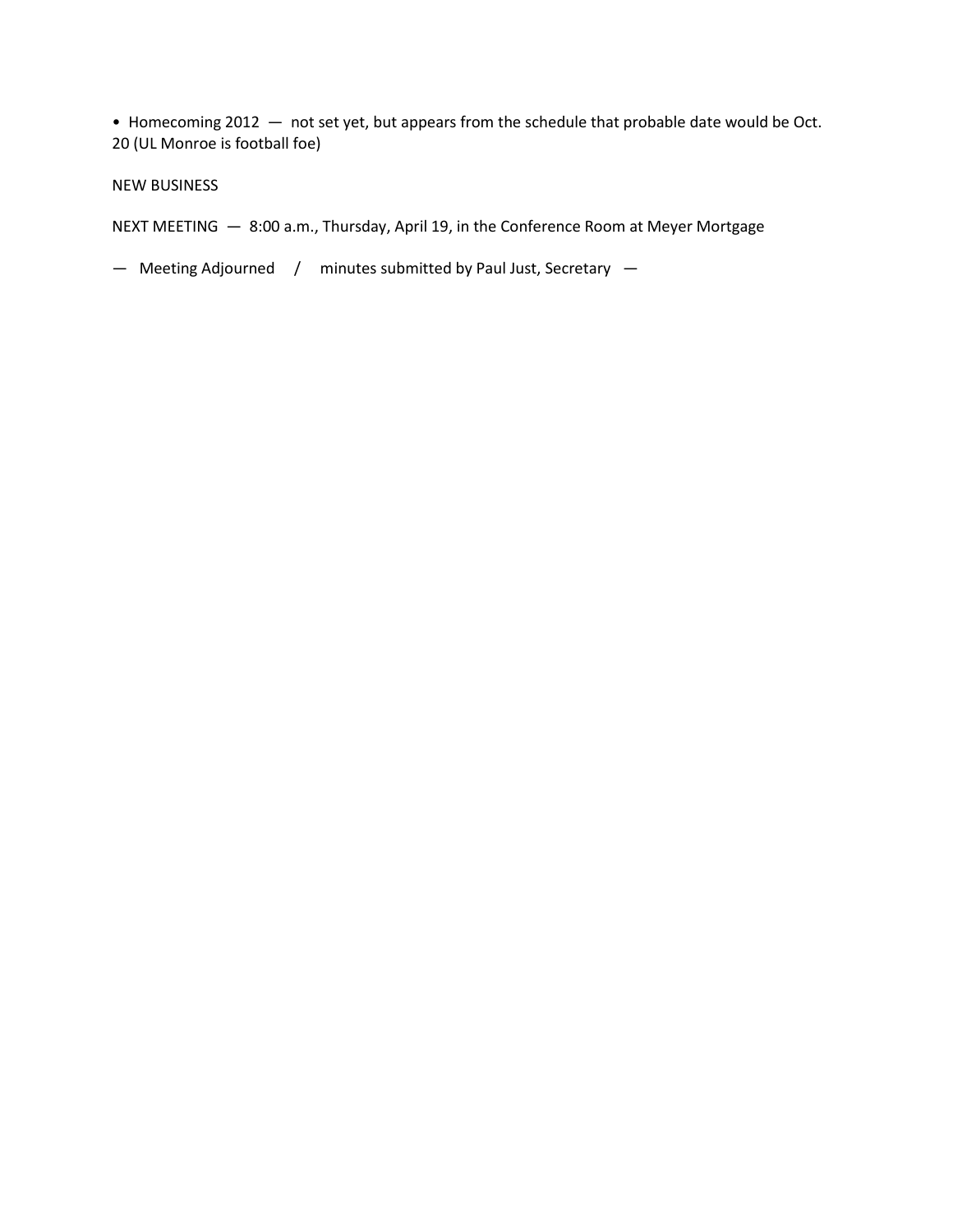• Homecoming 2012 — not set yet, but appears from the schedule that probable date would be Oct. 20 (UL Monroe is football foe)

NEW BUSINESS

NEXT MEETING — 8:00 a.m., Thursday, April 19, in the Conference Room at Meyer Mortgage

— Meeting Adjourned / minutes submitted by Paul Just, Secretary —